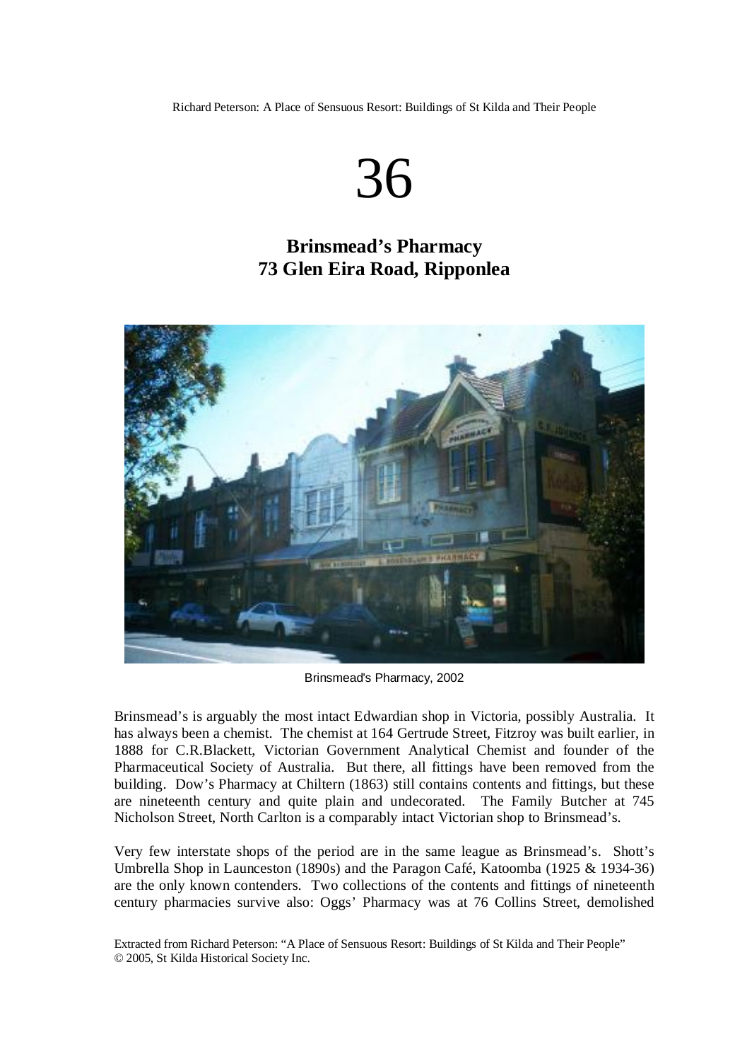# 36

## Brinsmead's Pharmacy
## 73 Glen Eira Road, Ripponlea

Brinsmead's Pharmacy, 2002

Brinsmead's is arguably the most intact Edwardian shop in Victoria, possibly Australia. It has always been a chemist. The chemist at 164 Gertrude Street, Fitzroy was built earlier, in 1888 for C.R.Blackett, Victorian Government Analytical Chemist and founder of the Pharmaceutical Society of Australia. But there, all fittings have been removed from the building. Dow's Pharmacy at Chiltern (1863) still contains contents and fittings, but these are nineteenth century and quite plain and undecorated. The Family Butcher at 745 Nicholson Street, North Carlton is a comparably intact Victorian shop to Brinsmead's.

Very few interstate shops of the period are in the same league as Brinsmead's. Shott's Umbrella Shop in Launceston (1890s) and the Paragon Café, Katoomba (1925 & 1934-36) are the only known contenders. Two collections of the contents and fittings of nineteenth century pharmacies survive also: Oggs' Pharmacy was at 76 Collins Street, demolished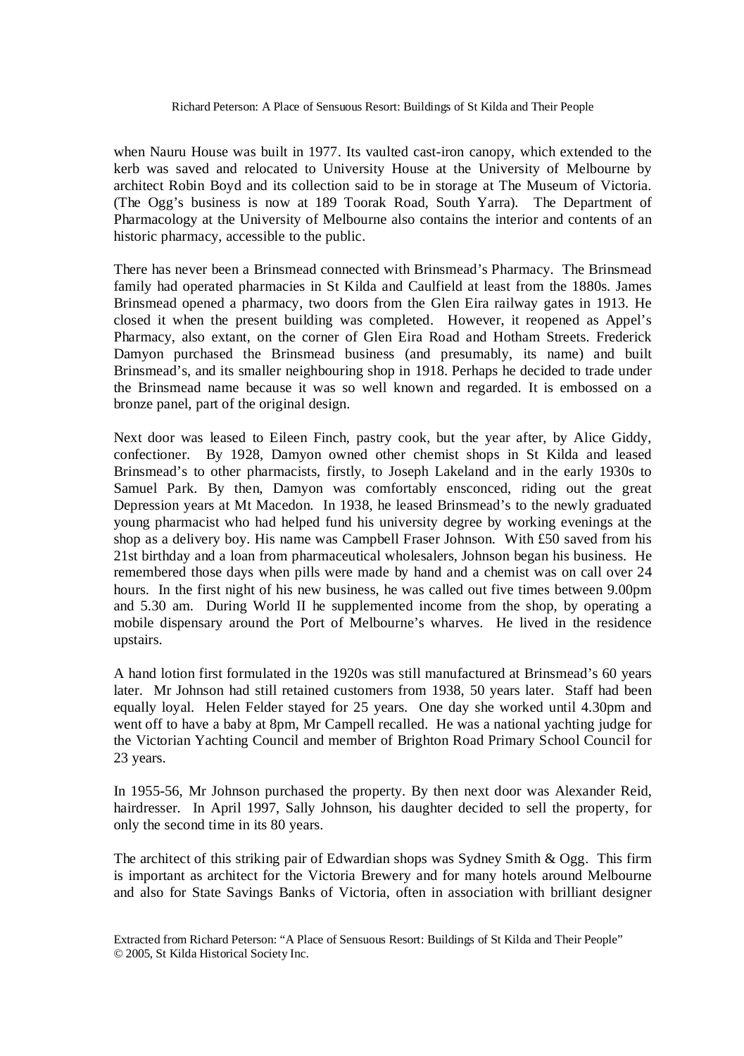when Nauru House was built in 1977. Its vaulted cast-iron canopy, which extended to the kerb was saved and relocated to University House at the University of Melbourne by architect Robin Boyd and its collection said to be in storage at The Museum of Victoria. (The Ogg's business is now at 189 Toorak Road, South Yarra). The Department of Pharmacology at the University of Melbourne also contains the interior and contents of an historic pharmacy, accessible to the public.

There has never been a Brinsmead connected with Brinsmead's Pharmacy. The Brinsmead family had operated pharmacies in St Kilda and Caulfield at least from the 1880s. James Brinsmead opened a pharmacy, two doors from the Glen Eira railway gates in 1913. He closed it when the present building was completed. However, it reopened as Appel's Pharmacy, also extant, on the corner of Glen Eira Road and Hotham Streets. Frederick Damyon purchased the Brinsmead business (and presumably, its name) and built Brinsmead's, and its smaller neighbouring shop in 1918. Perhaps he decided to trade under the Brinsmead name because it was so well known and regarded. It is embossed on a bronze panel, part of the original design.

Next door was leased to Eileen Finch, pastry cook, but the year after, by Alice Giddy, confectioner. By 1928, Damyon owned other chemist shops in St Kilda and leased Brinsmead's to other pharmacists, firstly, to Joseph Lakeland and in the early 1930s to Samuel Park. By then, Damyon was comfortably ensconced, riding out the great Depression years at Mt Macedon. In 1938, he leased Brinsmead's to the newly graduated young pharmacist who had helped fund his university degree by working evenings at the shop as a delivery boy. His name was Campbell Fraser Johnson. With £50 saved from his 21st birthday and a loan from pharmaceutical wholesalers, Johnson began his business. He remembered those days when pills were made by hand and a chemist was on call over 24 hours. In the first night of his new business, he was called out five times between 9.00pm and 5.30 am. During World II he supplemented income from the shop, by operating a mobile dispensary around the Port of Melbourne's wharves. He lived in the residence upstairs.

A hand lotion first formulated in the 1920s was still manufactured at Brinsmead's 60 years later. Mr Johnson had still retained customers from 1938, 50 years later. Staff had been equally loyal. Helen Felder stayed for 25 years. One day she worked until 4.30pm and went off to have a baby at 8pm, Mr Campell recalled. He was a national yachting judge for the Victorian Yachting Council and member of Brighton Road Primary School Council for 23 years.

In 1955-56, Mr Johnson purchased the property. By then next door was Alexander Reid, hairdresser. In April 1997, Sally Johnson, his daughter decided to sell the property, for only the second time in its 80 years.

The architect of this striking pair of Edwardian shops was Sydney Smith & Ogg. This firm is important as architect for the Victoria Brewery and for many hotels around Melbourne and also for State Savings Banks of Victoria, often in association with brilliant designer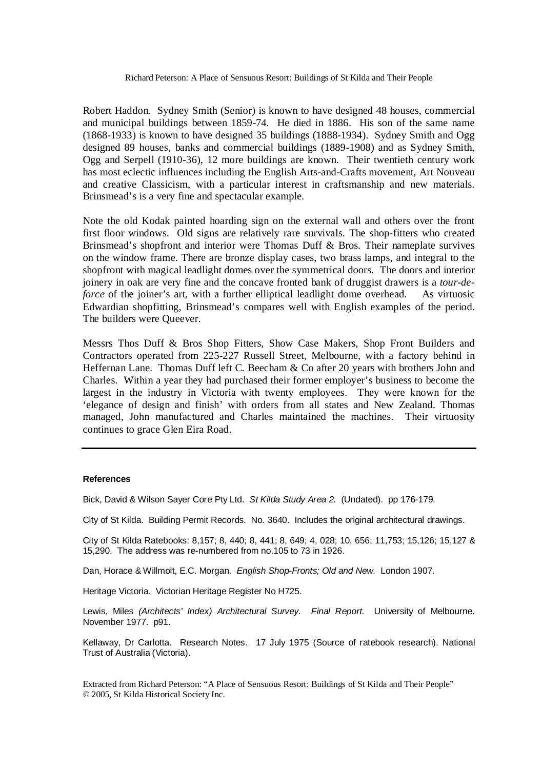Robert Haddon. Sydney Smith (Senior) is known to have designed 48 houses, commercial and municipal buildings between 1859-74. He died in 1886. His son of the same name (1868-1933) is known to have designed 35 buildings (1888-1934). Sydney Smith and Ogg designed 89 houses, banks and commercial buildings (1889-1908) and as Sydney Smith, Ogg and Serpell (1910-36), 12 more buildings are known. Their twentieth century work has most eclectic influences including the English Arts-and-Crafts movement, Art Nouveau and creative Classicism, with a particular interest in craftsmanship and new materials. Brinsmead's is a very fine and spectacular example.

Note the old Kodak painted hoarding sign on the external wall and others over the front first floor windows. Old signs are relatively rare survivals. The shop-fitters who created Brinsmead's shopfront and interior were Thomas Duff & Bros. Their nameplate survives on the window frame. There are bronze display cases, two brass lamps, and integral to the shopfront with magical leadlight domes over the symmetrical doors. The doors and interior joinery in oak are very fine and the concave fronted bank of druggist drawers is a *tour-de-force* of the joiner's art, with a further elliptical leadlight dome overhead. As virtuosic Edwardian shopfitting, Brinsmead's compares well with English examples of the period. The builders were Queever.

Messrs Thos Duff & Bros Shop Fitters, Show Case Makers, Shop Front Builders and Contractors operated from 225-227 Russell Street, Melbourne, with a factory behind in Heffernan Lane. Thomas Duff left C. Beecham & Co after 20 years with brothers John and Charles. Within a year they had purchased their former employer's business to become the largest in the industry in Victoria with twenty employees. They were known for the 'elegance of design and finish' with orders from all states and New Zealand. Thomas managed, John manufactured and Charles maintained the machines. Their virtuosity continues to grace Glen Eira Road.

---

**References**

Bick, David & Wilson Sayer Core Pty Ltd. *St Kilda Study Area 2.* (Undated). pp 176-179.

City of St Kilda. Building Permit Records. No. 3640. Includes the original architectural drawings.

City of St Kilda Ratebooks: 8,157; 8, 440; 8, 441; 8, 649; 4, 028; 10, 656; 11,753; 15,126; 15,127 & 15,290. The address was re-numbered from no.105 to 73 in 1926.

Dan, Horace & Willmolt, E.C. Morgan. *English Shop-Fronts; Old and New.* London 1907.

Heritage Victoria. Victorian Heritage Register No H725.

Lewis, Miles *(Architects' Index) Architectural Survey. Final Report.* University of Melbourne. November 1977. p91.

Kellaway, Dr Carlotta. Research Notes. 17 July 1975 (Source of ratebook research). National Trust of Australia (Victoria).

Extracted from Richard Peterson: "A Place of Sensuous Resort: Buildings of St Kilda and Their People"
© 2005, St Kilda Historical Society Inc.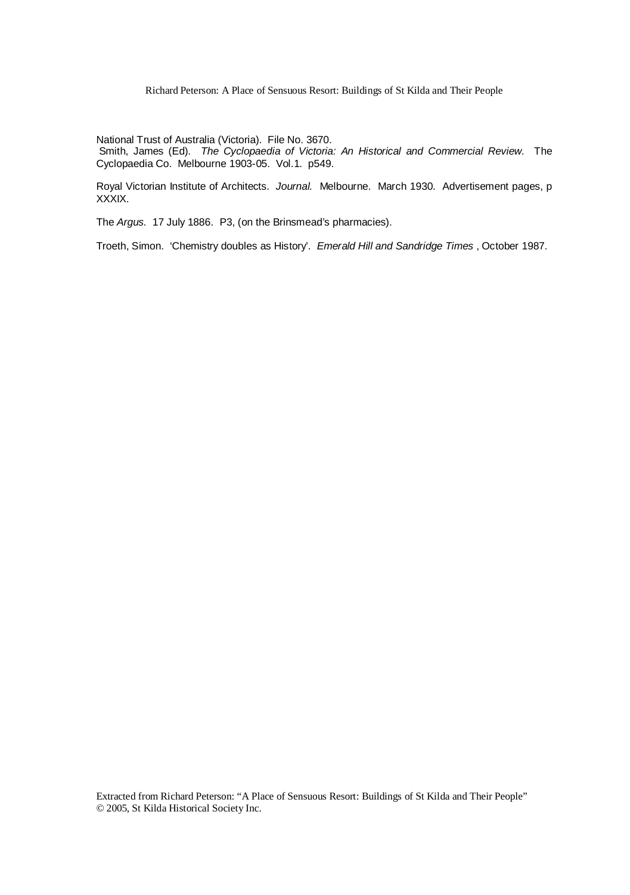National Trust of Australia (Victoria). File No. 3670.

Smith, James (Ed). *The Cyclopaedia of Victoria: An Historical and Commercial Review.* The Cyclopaedia Co. Melbourne 1903-05. Vol.1. p549.

Royal Victorian Institute of Architects. *Journal.* Melbourne. March 1930. Advertisement pages, p XXXIX.

The *Argus*. 17 July 1886. P3, (on the Brinsmead's pharmacies).

Troeth, Simon. 'Chemistry doubles as History'. *Emerald Hill and Sandridge Times* , October 1987.

Extracted from Richard Peterson: "A Place of Sensuous Resort: Buildings of St Kilda and Their People"
© 2005, St Kilda Historical Society Inc.